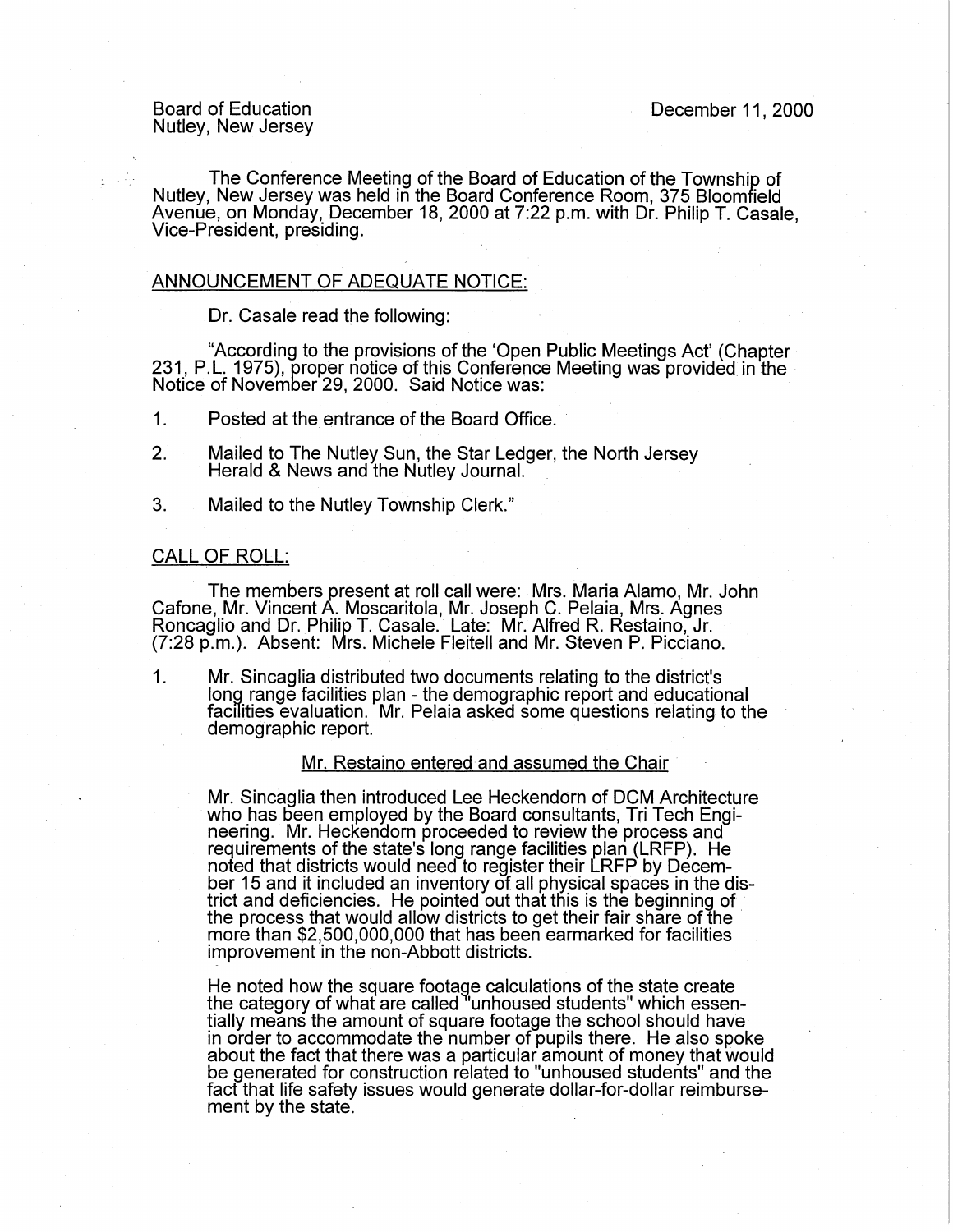Board of Education
Nutley, New Jersey

December 11, 2000

The Conference Meeting of the Board of Education of the Township of Nutley, New Jersey was held in the Board Conference Room, 375 Bloomfield Avenue, on Monday, December 18, 2000 at 7:22 p.m. with Dr. Philip T. Casale, Vice-President, presiding.

ANNOUNCEMENT OF ADEQUATE NOTICE:

Dr. Casale read the following:

"According to the provisions of the 'Open Public Meetings Act' (Chapter 231, P.L. 1975), proper notice of this Conference Meeting was provided in the Notice of November 29, 2000. Said Notice was:

1. Posted at the entrance of the Board Office.

2. Mailed to The Nutley Sun, the Star Ledger, the North Jersey Herald & News and the Nutley Journal.

3. Mailed to the Nutley Township Clerk."

CALL OF ROLL:

The members present at roll call were: Mrs. Maria Alamo, Mr. John Cafone, Mr. Vincent A. Moscaritola, Mr. Joseph C. Pelaia, Mrs. Agnes Roncaglio and Dr. Philip T. Casale. Late: Mr. Alfred R. Restaino, Jr. (7:28 p.m.). Absent: Mrs. Michele Fleitell and Mr. Steven P. Picciano.

1. Mr. Sincaglia distributed two documents relating to the district's long range facilities plan - the demographic report and educational facilities evaluation. Mr. Pelaia asked some questions relating to the demographic report.

   Mr. Restaino entered and assumed the Chair

   Mr. Sincaglia then introduced Lee Heckendorn of DCM Architecture who has been employed by the Board consultants, Tri Tech Engineering. Mr. Heckendorn proceeded to review the process and requirements of the state's long range facilities plan (LRFP). He noted that districts would need to register their LRFP by December 15 and it included an inventory of all physical spaces in the district and deficiencies. He pointed out that this is the beginning of the process that would allow districts to get their fair share of the more than $2,500,000,000 that has been earmarked for facilities improvement in the non-Abbott districts.

   He noted how the square footage calculations of the state create the category of what are called "unhoused students" which essentially means the amount of square footage the school should have in order to accommodate the number of pupils there. He also spoke about the fact that there was a particular amount of money that would be generated for construction related to "unhoused students" and the fact that life safety issues would generate dollar-for-dollar reimbursement by the state.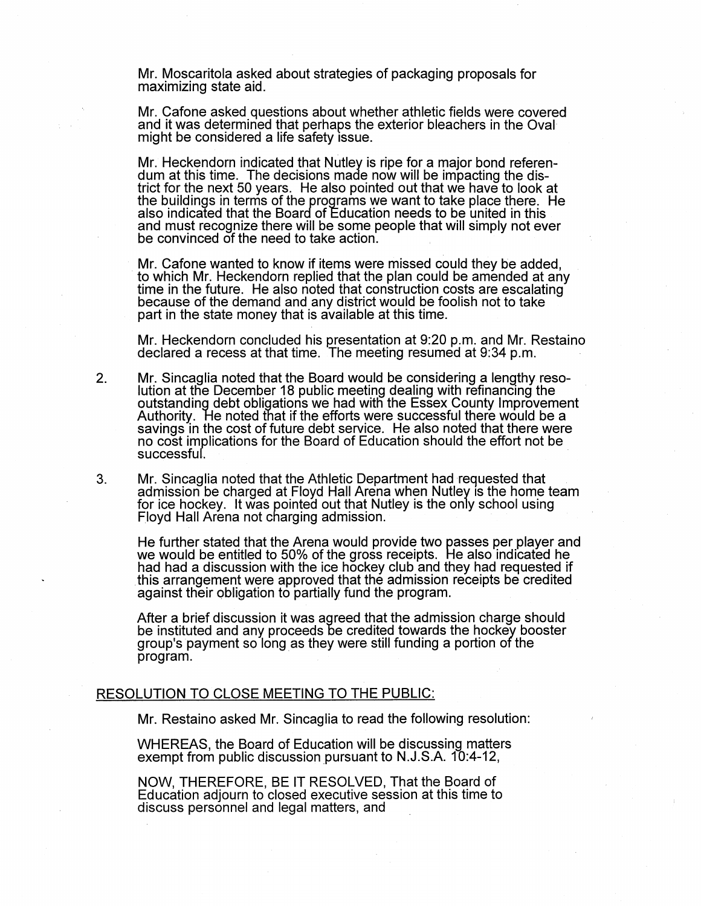Mr. Moscaritola asked about strategies of packaging proposals for maximizing state aid.

Mr. Cafone asked questions about whether athletic fields were covered and it was determined that perhaps the exterior bleachers in the Oval might be considered a life safety issue.

Mr. Heckendorn indicated that Nutley is ripe for a major bond referendum at this time. The decisions made now will be impacting the district for the next 50 years. He also pointed out that we have to look at the buildings in terms of the programs we want to take place there. He also indicated that the Board of Education needs to be united in this and must recognize there will be some people that will simply not ever be convinced of the need to take action.

Mr. Cafone wanted to know if items were missed could they be added, to which Mr. Heckendorn replied that the plan could be amended at any time in the future. He also noted that construction costs are escalating because of the demand and any district would be foolish not to take part in the state money that is available at this time.

Mr. Heckendorn concluded his presentation at 9:20 p.m. and Mr. Restaino declared a recess at that time. The meeting resumed at 9:34 p.m.

2. Mr. Sincaglia noted that the Board would be considering a lengthy resolution at the December 18 public meeting dealing with refinancing the outstanding debt obligations we had with the Essex County Improvement Authority. He noted that if the efforts were successful there would be a savings in the cost of future debt service. He also noted that there were no cost implications for the Board of Education should the effort not be successful.

3. Mr. Sincaglia noted that the Athletic Department had requested that admission be charged at Floyd Hall Arena when Nutley is the home team for ice hockey. It was pointed out that Nutley is the only school using Floyd Hall Arena not charging admission.

   He further stated that the Arena would provide two passes per player and we would be entitled to 50% of the gross receipts. He also indicated he had had a discussion with the ice hockey club and they had requested if this arrangement were approved that the admission receipts be credited against their obligation to partially fund the program.

   After a brief discussion it was agreed that the admission charge should be instituted and any proceeds be credited towards the hockey booster group's payment so long as they were still funding a portion of the program.

## RESOLUTION TO CLOSE MEETING TO THE PUBLIC:

Mr. Restaino asked Mr. Sincaglia to read the following resolution:

WHEREAS, the Board of Education will be discussing matters exempt from public discussion pursuant to N.J.S.A. 10:4-12,

NOW, THEREFORE, BE IT RESOLVED, That the Board of Education adjourn to closed executive session at this time to discuss personnel and legal matters, and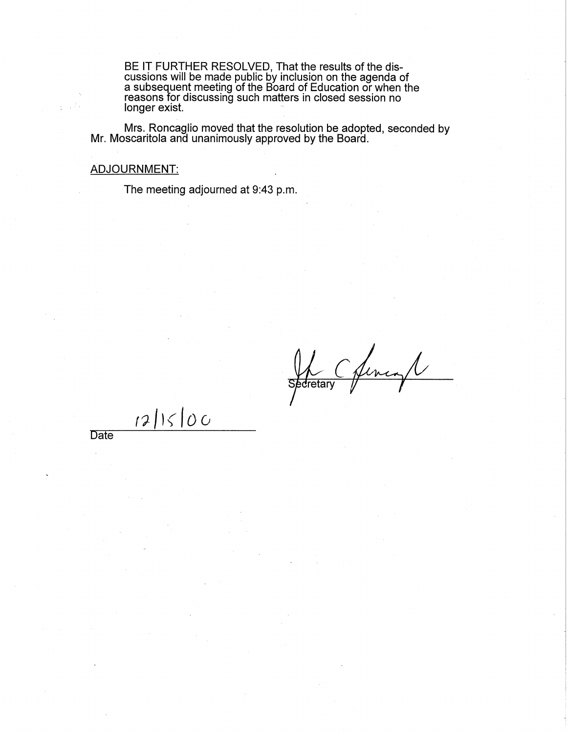BE IT FURTHER RESOLVED, That the results of the discussions will be made public by inclusion on the agenda of a subsequent meeting of the Board of Education or when the reasons for discussing such matters in closed session no longer exist.

Mrs. Roncaglio moved that the resolution be adopted, seconded by Mr. Moscaritola and unanimously approved by the Board.

ADJOURNMENT:

The meeting adjourned at 9:43 p.m.

Secretary

12/15/00

Date